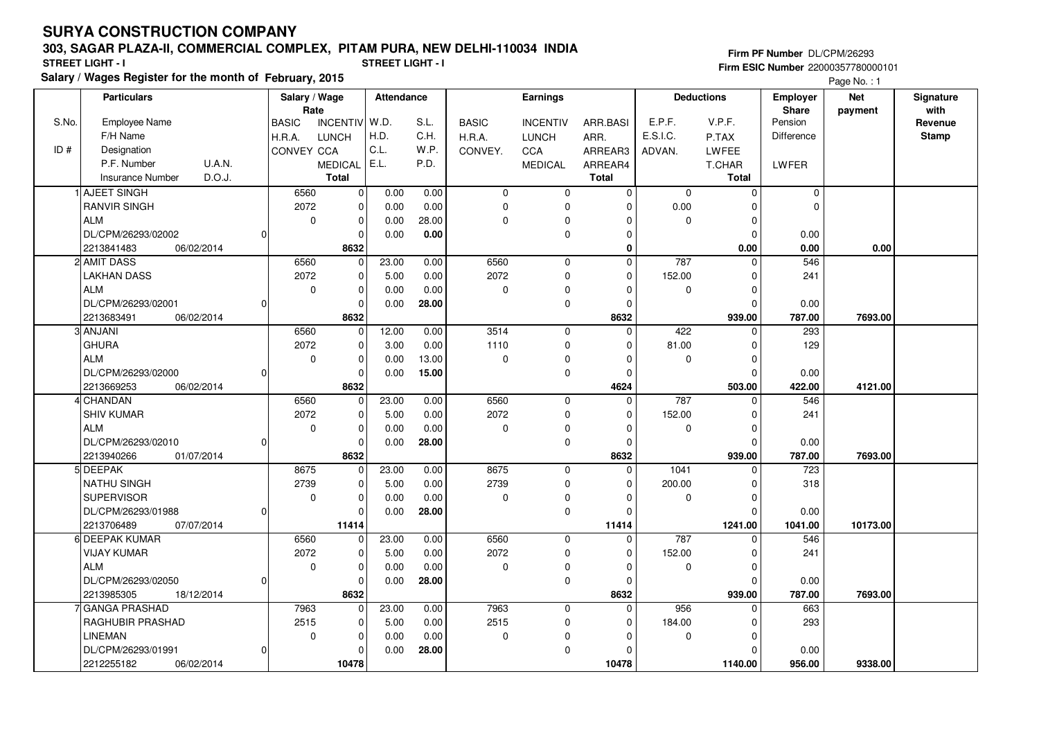# SURYA CONSTRUCTION COMPANY

**303, SAGAR PLAZA-II, COMMERCIAL COMPLEX, PITAM PURA, NEW DELHI-110034 INDIA**

**STREET LIGHT - I** **STREET LIGHT - I**

**Salary / Wages Register for the month of February, 2015**

**Firm PF Number** DL/CPM/26293
**Firm ESIC Number** 22000357780000101

| S.No. / ID # | Particulars: Employee Name / F/H Name / Designation / P.F. Number, U.A.N. / Insurance Number, D.O.J. | Salary / Wage Rate: BASIC / H.R.A. / CONVEY | INCENTIV / LUNCH / CCA / MEDICAL / Total | Attendance: W.D. / H.D. / C.L. / E.L. | S.L. / C.H. / W.P. / P.D. | Earnings: BASIC / H.R.A. / CONVEY. | INCENTIV / LUNCH / CCA / MEDICAL | ARR.BASI / ARR. / ARREAR3 / ARREAR4 / Total | Deductions: E.P.F. / E.S.I.C. / ADVAN. | V.P.F. / P.TAX / LWFEE / T.CHAR / Total | Employer Share: Pension / Difference / LWFER | Net payment | Signature with Revenue Stamp |
|---|---|---|---|---|---|---|---|---|---|---|---|---|---|
| 1 | AJEET SINGH / RANVIR SINGH / ALM / DL/CPM/26293/02002, 0 / 2213841483, 06/02/2014 | 6560 / 2072 / 0 | 0 / 0 / 0 / 0 / **8632** | 0.00 / 0.00 / 0.00 / 0.00 | 0.00 / 0.00 / 28.00 / **0.00** | 0 / 0 / 0 | 0 / 0 / 0 / 0 | 0 / 0 / 0 / 0 / **0** | 0 / 0.00 / 0 | 0 / 0 / 0 / 0 / **0.00** | 0 / 0 / 0.00 / **0.00** | **0.00** | |
| 2 | AMIT DASS / LAKHAN DASS / ALM / DL/CPM/26293/02001, 0 / 2213683491, 06/02/2014 | 6560 / 2072 / 0 | 0 / 0 / 0 / 0 / **8632** | 23.00 / 5.00 / 0.00 / 0.00 | 0.00 / 0.00 / 0.00 / **28.00** | 6560 / 2072 / 0 | 0 / 0 / 0 / 0 | 0 / 0 / 0 / 0 / **8632** | 787 / 152.00 / 0 | 0 / 0 / 0 / 0 / **939.00** | 546 / 241 / 0.00 / **787.00** | **7693.00** | |
| 3 | ANJANI / GHURA / ALM / DL/CPM/26293/02000, 0 / 2213669253, 06/02/2014 | 6560 / 2072 / 0 | 0 / 0 / 0 / 0 / **8632** | 12.00 / 3.00 / 0.00 / 0.00 | 0.00 / 0.00 / 13.00 / **15.00** | 3514 / 1110 / 0 | 0 / 0 / 0 / 0 | 0 / 0 / 0 / 0 / **4624** | 422 / 81.00 / 0 | 0 / 0 / 0 / 0 / **503.00** | 293 / 129 / 0.00 / **422.00** | **4121.00** | |
| 4 | CHANDAN / SHIV KUMAR / ALM / DL/CPM/26293/02010, 0 / 2213940266, 01/07/2014 | 6560 / 2072 / 0 | 0 / 0 / 0 / 0 / **8632** | 23.00 / 5.00 / 0.00 / 0.00 | 0.00 / 0.00 / 0.00 / **28.00** | 6560 / 2072 / 0 | 0 / 0 / 0 / 0 | 0 / 0 / 0 / 0 / **8632** | 787 / 152.00 / 0 | 0 / 0 / 0 / 0 / **939.00** | 546 / 241 / 0.00 / **787.00** | **7693.00** | |
| 5 | DEEPAK / NATHU SINGH / SUPERVISOR / DL/CPM/26293/01988, 0 / 2213706489, 07/07/2014 | 8675 / 2739 / 0 | 0 / 0 / 0 / 0 / **11414** | 23.00 / 5.00 / 0.00 / 0.00 | 0.00 / 0.00 / 0.00 / **28.00** | 8675 / 2739 / 0 | 0 / 0 / 0 / 0 | 0 / 0 / 0 / 0 / **11414** | 1041 / 200.00 / 0 | 0 / 0 / 0 / 0 / **1241.00** | 723 / 318 / 0.00 / **1041.00** | **10173.00** | |
| 6 | DEEPAK KUMAR / VIJAY KUMAR / ALM / DL/CPM/26293/02050, 0 / 2213985305, 18/12/2014 | 6560 / 2072 / 0 | 0 / 0 / 0 / 0 / **8632** | 23.00 / 5.00 / 0.00 / 0.00 | 0.00 / 0.00 / 0.00 / **28.00** | 6560 / 2072 / 0 | 0 / 0 / 0 / 0 | 0 / 0 / 0 / 0 / **8632** | 787 / 152.00 / 0 | 0 / 0 / 0 / 0 / **939.00** | 546 / 241 / 0.00 / **787.00** | **7693.00** | |
| 7 | GANGA PRASHAD / RAGHUBIR PRASHAD / LINEMAN / DL/CPM/26293/01991, 0 / 2212255182, 06/02/2014 | 7963 / 2515 / 0 | 0 / 0 / 0 / 0 / **10478** | 23.00 / 5.00 / 0.00 / 0.00 | 0.00 / 0.00 / 0.00 / **28.00** | 7963 / 2515 / 0 | 0 / 0 / 0 / 0 | 0 / 0 / 0 / 0 / **10478** | 956 / 184.00 / 0 | 0 / 0 / 0 / 0 / **1140.00** | 663 / 293 / 0.00 / **956.00** | **9338.00** | |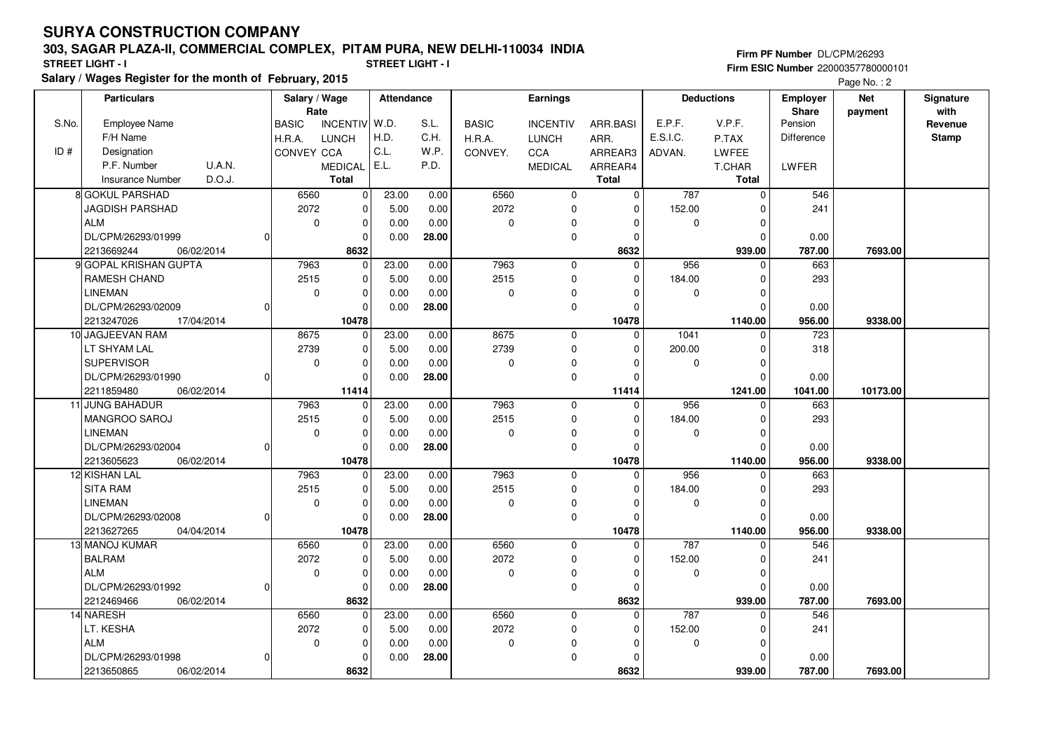# SURYA CONSTRUCTION COMPANY

**303, SAGAR PLAZA-II, COMMERCIAL COMPLEX, PITAM PURA, NEW DELHI-110034 INDIA**

**STREET LIGHT - I** **STREET LIGHT - I**

**Salary / Wages Register for the month of February, 2015**

**Firm PF Number** DL/CPM/26293
**Firm ESIC Number** 22000357780000101

| S.No. / ID # | Particulars (Employee Name / F/H Name / Designation / P.F. Number / U.A.N. / Insurance Number / D.O.J.) | Salary / Wage Rate (BASIC / H.R.A. / CONVEY) | (INCENTIV / LUNCH / CCA / MEDICAL / Total) | Attendance (W.D. / H.D. / C.L. / E.L.) | (S.L. / C.H. / W.P. / P.D.) | Earnings (BASIC / H.R.A. / CONVEY.) | (INCENTIV / LUNCH / CCA / MEDICAL) | (ARR.BASI / ARR. / ARREAR3 / ARREAR4 / Total) | Deductions (E.P.F. / E.S.I.C. / ADVAN.) | (V.P.F. / P.TAX / LWFEE / T.CHAR / Total) | Employer Share (Pension / Difference / LWFER) | Net payment | Signature with Revenue Stamp |
|---|---|---|---|---|---|---|---|---|---|---|---|---|---|
| 8 | GOKUL PARSHAD | 6560 | 0 | 23.00 | 0.00 | 6560 | 0 | 0 | 787 | 0 | 546 | | |
| | JAGDISH PARSHAD | 2072 | 0 | 5.00 | 0.00 | 2072 | 0 | 0 | 152.00 | 0 | 241 | | |
| | ALM | 0 | 0 | 0.00 | 0.00 | 0 | 0 | 0 | 0 | 0 | | | |
| | DL/CPM/26293/01999 0 | | 0 | 0.00 | 28.00 | | 0 | 0 | | 0 | 0.00 | | |
| | 2213669244 06/02/2014 | | 8632 | | | | | 8632 | | 939.00 | 787.00 | 7693.00 | |
| 9 | GOPAL KRISHAN GUPTA | 7963 | 0 | 23.00 | 0.00 | 7963 | 0 | 0 | 956 | 0 | 663 | | |
| | RAMESH CHAND | 2515 | 0 | 5.00 | 0.00 | 2515 | 0 | 0 | 184.00 | 0 | 293 | | |
| | LINEMAN | 0 | 0 | 0.00 | 0.00 | 0 | 0 | 0 | 0 | 0 | | | |
| | DL/CPM/26293/02009 0 | | 0 | 0.00 | 28.00 | | 0 | 0 | | 0 | 0.00 | | |
| | 2213247026 17/04/2014 | | 10478 | | | | | 10478 | | 1140.00 | 956.00 | 9338.00 | |
| 10 | JAGJEEVAN RAM | 8675 | 0 | 23.00 | 0.00 | 8675 | 0 | 0 | 1041 | 0 | 723 | | |
| | LT SHYAM LAL | 2739 | 0 | 5.00 | 0.00 | 2739 | 0 | 0 | 200.00 | 0 | 318 | | |
| | SUPERVISOR | 0 | 0 | 0.00 | 0.00 | 0 | 0 | 0 | 0 | 0 | | | |
| | DL/CPM/26293/01990 0 | | 0 | 0.00 | 28.00 | | 0 | 0 | | 0 | 0.00 | | |
| | 2211859480 06/02/2014 | | 11414 | | | | | 11414 | | 1241.00 | 1041.00 | 10173.00 | |
| 11 | JUNG BAHADUR | 7963 | 0 | 23.00 | 0.00 | 7963 | 0 | 0 | 956 | 0 | 663 | | |
| | MANGROO SAROJ | 2515 | 0 | 5.00 | 0.00 | 2515 | 0 | 0 | 184.00 | 0 | 293 | | |
| | LINEMAN | 0 | 0 | 0.00 | 0.00 | 0 | 0 | 0 | 0 | 0 | | | |
| | DL/CPM/26293/02004 0 | | 0 | 0.00 | 28.00 | | 0 | 0 | | 0 | 0.00 | | |
| | 2213605623 06/02/2014 | | 10478 | | | | | 10478 | | 1140.00 | 956.00 | 9338.00 | |
| 12 | KISHAN LAL | 7963 | 0 | 23.00 | 0.00 | 7963 | 0 | 0 | 956 | 0 | 663 | | |
| | SITA RAM | 2515 | 0 | 5.00 | 0.00 | 2515 | 0 | 0 | 184.00 | 0 | 293 | | |
| | LINEMAN | 0 | 0 | 0.00 | 0.00 | 0 | 0 | 0 | 0 | 0 | | | |
| | DL/CPM/26293/02008 0 | | 0 | 0.00 | 28.00 | | 0 | 0 | | 0 | 0.00 | | |
| | 2213627265 04/04/2014 | | 10478 | | | | | 10478 | | 1140.00 | 956.00 | 9338.00 | |
| 13 | MANOJ KUMAR | 6560 | 0 | 23.00 | 0.00 | 6560 | 0 | 0 | 787 | 0 | 546 | | |
| | BALRAM | 2072 | 0 | 5.00 | 0.00 | 2072 | 0 | 0 | 152.00 | 0 | 241 | | |
| | ALM | 0 | 0 | 0.00 | 0.00 | 0 | 0 | 0 | 0 | 0 | | | |
| | DL/CPM/26293/01992 0 | | 0 | 0.00 | 28.00 | | 0 | 0 | | 0 | 0.00 | | |
| | 2212469466 06/02/2014 | | 8632 | | | | | 8632 | | 939.00 | 787.00 | 7693.00 | |
| 14 | NARESH | 6560 | 0 | 23.00 | 0.00 | 6560 | 0 | 0 | 787 | 0 | 546 | | |
| | LT. KESHA | 2072 | 0 | 5.00 | 0.00 | 2072 | 0 | 0 | 152.00 | 0 | 241 | | |
| | ALM | 0 | 0 | 0.00 | 0.00 | 0 | 0 | 0 | 0 | 0 | | | |
| | DL/CPM/26293/01998 0 | | 0 | 0.00 | 28.00 | | 0 | 0 | | 0 | 0.00 | | |
| | 2213650865 06/02/2014 | | 8632 | | | | | 8632 | | 939.00 | 787.00 | 7693.00 | |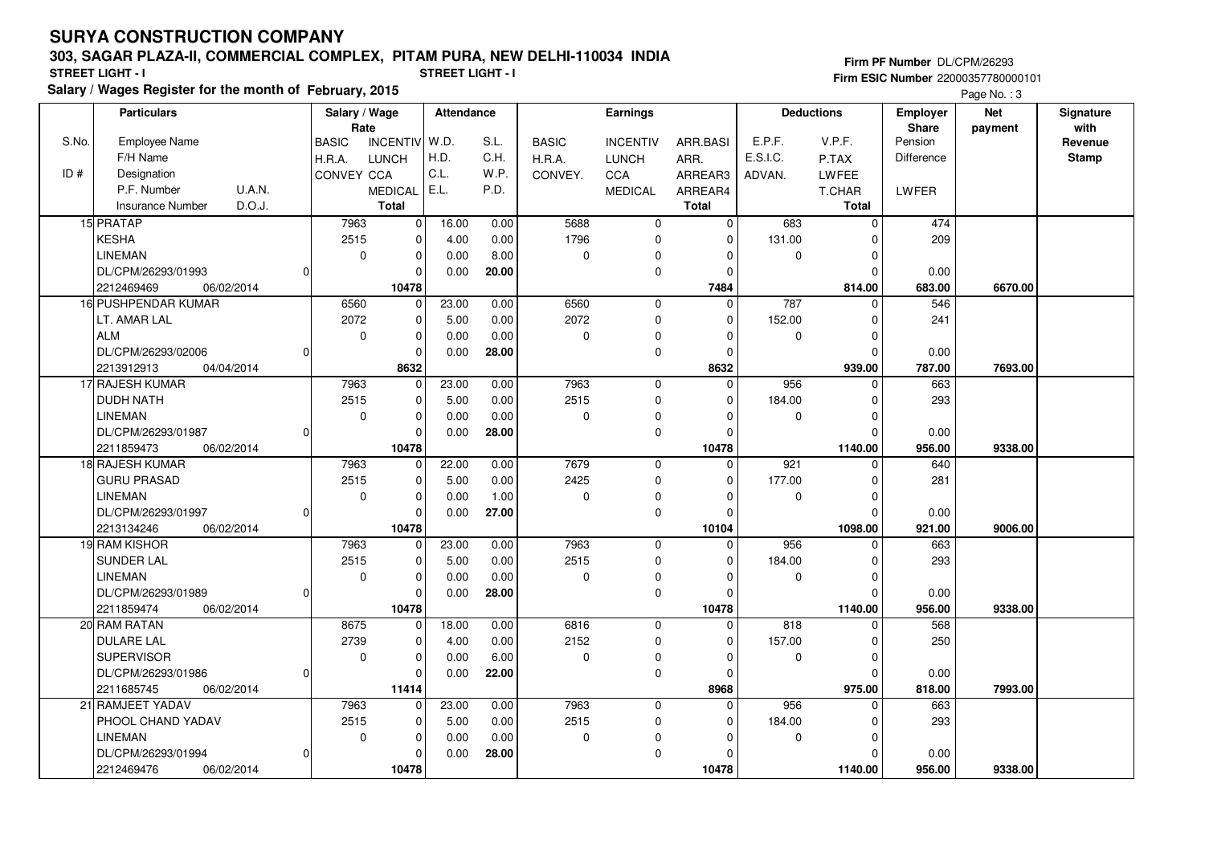# SURYA CONSTRUCTION COMPANY

## 303, SAGAR PLAZA-II, COMMERCIAL COMPLEX, PITAM PURA, NEW DELHI-110034 INDIA

**STREET LIGHT - I** **STREET LIGHT - I**

**Salary / Wages Register for the month of February, 2015**

**Firm PF Number** DL/CPM/26293
**Firm ESIC Number** 22000357780000101

Page No. : 3

| S.No. / ID # | Particulars: Employee Name / F/H Name / Designation / P.F. Number, U.A.N. / Insurance Number, D.O.J. | Salary / Wage Rate: BASIC / H.R.A. / CONVEY | INCENTIV / LUNCH / CCA / MEDICAL / Total | Attendance: W.D. / H.D. / C.L. / E.L. | S.L. / C.H. / W.P. / P.D. | Earnings: BASIC / H.R.A. / CONVEY. | INCENTIV / LUNCH / CCA / MEDICAL | ARR.BASI / ARR. / ARREAR3 / ARREAR4 / Total | Deductions: E.P.F. / E.S.I.C. / ADVAN. | V.P.F. / P.TAX / LWFEE / T.CHAR / Total | Employer Share: Pension / Difference / LWFER | Net payment | Signature with Revenue Stamp |
|---|---|---|---|---|---|---|---|---|---|---|---|---|---|
| 15 | PRATAP | 7963 | 0 | 16.00 | 0.00 | 5688 | 0 | 0 | 683 | 0 | 474 | | |
| | KESHA | 2515 | 0 | 4.00 | 0.00 | 1796 | 0 | 0 | 131.00 | 0 | 209 | | |
| | LINEMAN | 0 | 0 | 0.00 | 8.00 | 0 | 0 | 0 | 0 | 0 | | | |
| | DL/CPM/26293/01993 0 | | 0 | 0.00 | 20.00 | | 0 | 0 | | 0 | 0.00 | | |
| | 2212469469 06/02/2014 | | 10478 | | | | | 7484 | | 814.00 | 683.00 | 6670.00 | |
| 16 | PUSHPENDAR KUMAR | 6560 | 0 | 23.00 | 0.00 | 6560 | 0 | 0 | 787 | 0 | 546 | | |
| | LT. AMAR LAL | 2072 | 0 | 5.00 | 0.00 | 2072 | 0 | 0 | 152.00 | 0 | 241 | | |
| | ALM | 0 | 0 | 0.00 | 0.00 | 0 | 0 | 0 | 0 | 0 | | | |
| | DL/CPM/26293/02006 0 | | 0 | 0.00 | 28.00 | | 0 | 0 | | 0 | 0.00 | | |
| | 2213912913 04/04/2014 | | 8632 | | | | | 8632 | | 939.00 | 787.00 | 7693.00 | |
| 17 | RAJESH KUMAR | 7963 | 0 | 23.00 | 0.00 | 7963 | 0 | 0 | 956 | 0 | 663 | | |
| | DUDH NATH | 2515 | 0 | 5.00 | 0.00 | 2515 | 0 | 0 | 184.00 | 0 | 293 | | |
| | LINEMAN | 0 | 0 | 0.00 | 0.00 | 0 | 0 | 0 | 0 | 0 | | | |
| | DL/CPM/26293/01987 0 | | 0 | 0.00 | 28.00 | | 0 | 0 | | 0 | 0.00 | | |
| | 2211859473 06/02/2014 | | 10478 | | | | | 10478 | | 1140.00 | 956.00 | 9338.00 | |
| 18 | RAJESH KUMAR | 7963 | 0 | 22.00 | 0.00 | 7679 | 0 | 0 | 921 | 0 | 640 | | |
| | GURU PRASAD | 2515 | 0 | 5.00 | 0.00 | 2425 | 0 | 0 | 177.00 | 0 | 281 | | |
| | LINEMAN | 0 | 0 | 0.00 | 1.00 | 0 | 0 | 0 | 0 | 0 | | | |
| | DL/CPM/26293/01997 0 | | 0 | 0.00 | 27.00 | | 0 | 0 | | 0 | 0.00 | | |
| | 2213134246 06/02/2014 | | 10478 | | | | | 10104 | | 1098.00 | 921.00 | 9006.00 | |
| 19 | RAM KISHOR | 7963 | 0 | 23.00 | 0.00 | 7963 | 0 | 0 | 956 | 0 | 663 | | |
| | SUNDER LAL | 2515 | 0 | 5.00 | 0.00 | 2515 | 0 | 0 | 184.00 | 0 | 293 | | |
| | LINEMAN | 0 | 0 | 0.00 | 0.00 | 0 | 0 | 0 | 0 | 0 | | | |
| | DL/CPM/26293/01989 0 | | 0 | 0.00 | 28.00 | | 0 | 0 | | 0 | 0.00 | | |
| | 2211859474 06/02/2014 | | 10478 | | | | | 10478 | | 1140.00 | 956.00 | 9338.00 | |
| 20 | RAM RATAN | 8675 | 0 | 18.00 | 0.00 | 6816 | 0 | 0 | 818 | 0 | 568 | | |
| | DULARE LAL | 2739 | 0 | 4.00 | 0.00 | 2152 | 0 | 0 | 157.00 | 0 | 250 | | |
| | SUPERVISOR | 0 | 0 | 0.00 | 6.00 | 0 | 0 | 0 | 0 | 0 | | | |
| | DL/CPM/26293/01986 0 | | 0 | 0.00 | 22.00 | | 0 | 0 | | 0 | 0.00 | | |
| | 2211685745 06/02/2014 | | 11414 | | | | | 8968 | | 975.00 | 818.00 | 7993.00 | |
| 21 | RAMJEET YADAV | 7963 | 0 | 23.00 | 0.00 | 7963 | 0 | 0 | 956 | 0 | 663 | | |
| | PHOOL CHAND YADAV | 2515 | 0 | 5.00 | 0.00 | 2515 | 0 | 0 | 184.00 | 0 | 293 | | |
| | LINEMAN | 0 | 0 | 0.00 | 0.00 | 0 | 0 | 0 | 0 | 0 | | | |
| | DL/CPM/26293/01994 0 | | 0 | 0.00 | 28.00 | | 0 | 0 | | 0 | 0.00 | | |
| | 2212469476 06/02/2014 | | 10478 | | | | | 10478 | | 1140.00 | 956.00 | 9338.00 | |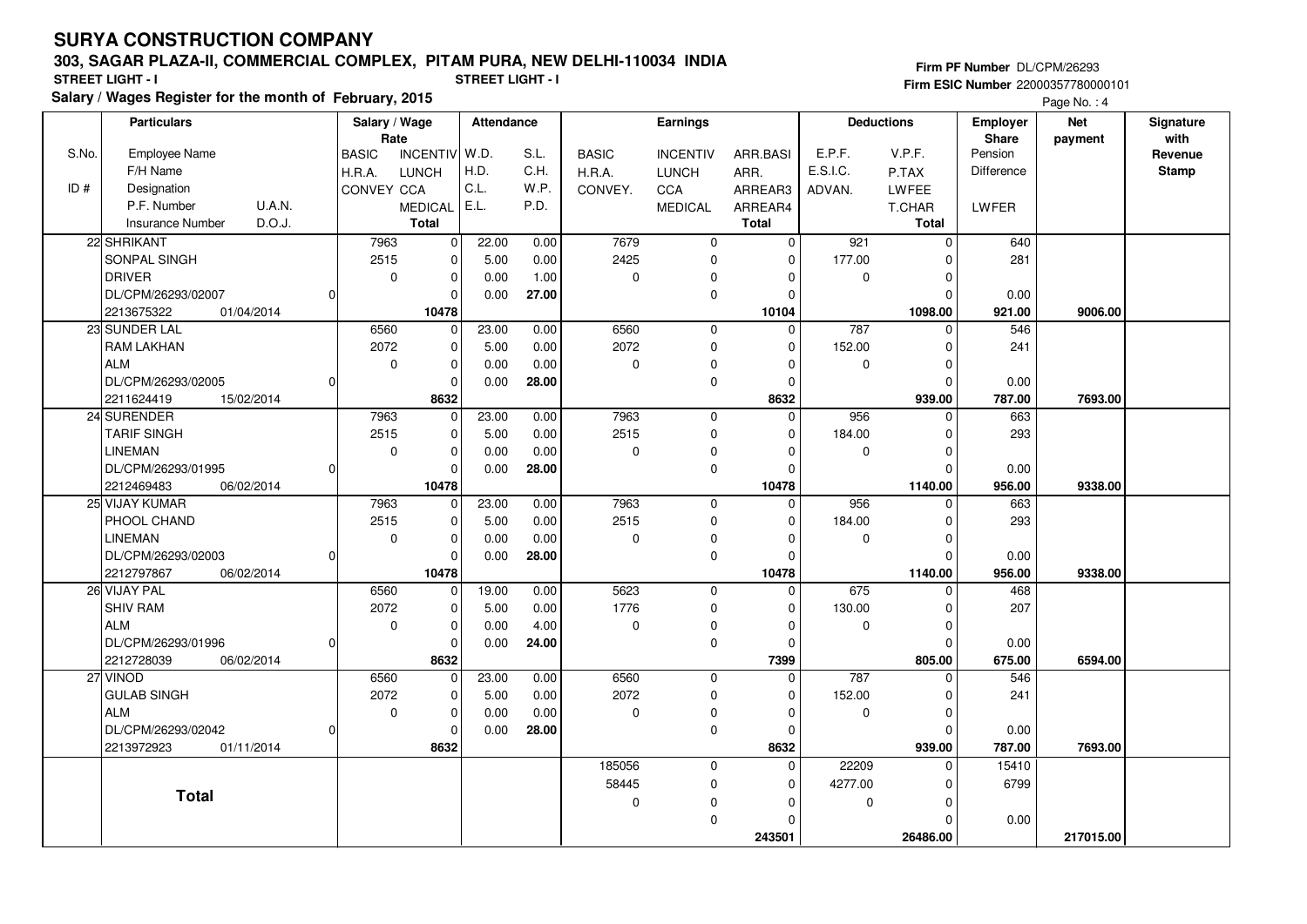# SURYA CONSTRUCTION COMPANY

## 303, SAGAR PLAZA-II, COMMERCIAL COMPLEX, PITAM PURA, NEW DELHI-110034 INDIA

**STREET LIGHT - I** &nbsp;&nbsp;&nbsp; **STREET LIGHT - I**

**Salary / Wages Register for the month of February, 2015**

**Firm PF Number** DL/CPM/26293
**Firm ESIC Number** 22000357780000101

| S.No. / ID # | Particulars: Employee Name / F/H Name / Designation / P.F. Number, U.A.N. / Insurance Number, D.O.J. | Salary / Wage Rate: BASIC / H.R.A. / CONVEY | INCENTIV / LUNCH / CCA / MEDICAL / Total | Attendance: W.D. / H.D. / C.L. / E.L. | S.L. / C.H. / W.P. / P.D. | Earnings: BASIC / H.R.A. / CONVEY. | INCENTIV / LUNCH / CCA / MEDICAL | ARR.BASI / ARR. / ARREAR3 / ARREAR4 / Total | Deductions: E.P.F. / E.S.I.C. / ADVAN. | V.P.F. / P.TAX / LWFEE / T.CHAR / Total | Employer Share: Pension / Difference / LWFER | Net payment | Signature with Revenue Stamp |
|---|---|---|---|---|---|---|---|---|---|---|---|---|---|
| 22 | SHRIKANT / SONPAL SINGH / DRIVER / DL/CPM/26293/02007, 0 / 2213675322, 01/04/2014 | 7963 / 2515 / 0 | 0 / 0 / 0 / 0 / 10478 | 22.00 / 5.00 / 0.00 / 0.00 | 0.00 / 0.00 / 1.00 / 27.00 | 7679 / 2425 / 0 | 0 / 0 / 0 / 0 | 0 / 0 / 0 / 0 / 10104 | 921 / 177.00 / 0 | 0 / 0 / 0 / 0 / 1098.00 | 640 / 281 / 0.00 / 921.00 | 9006.00 | |
| 23 | SUNDER LAL / RAM LAKHAN / ALM / DL/CPM/26293/02005, 0 / 2211624419, 15/02/2014 | 6560 / 2072 / 0 | 0 / 0 / 0 / 0 / 8632 | 23.00 / 5.00 / 0.00 / 0.00 | 0.00 / 0.00 / 0.00 / 28.00 | 6560 / 2072 / 0 | 0 / 0 / 0 / 0 | 0 / 0 / 0 / 0 / 8632 | 787 / 152.00 / 0 | 0 / 0 / 0 / 0 / 939.00 | 546 / 241 / 0.00 / 787.00 | 7693.00 | |
| 24 | SURENDER / TARIF SINGH / LINEMAN / DL/CPM/26293/01995, 0 / 2212469483, 06/02/2014 | 7963 / 2515 / 0 | 0 / 0 / 0 / 0 / 10478 | 23.00 / 5.00 / 0.00 / 0.00 | 0.00 / 0.00 / 0.00 / 28.00 | 7963 / 2515 / 0 | 0 / 0 / 0 / 0 | 0 / 0 / 0 / 0 / 10478 | 956 / 184.00 / 0 | 0 / 0 / 0 / 0 / 1140.00 | 663 / 293 / 0.00 / 956.00 | 9338.00 | |
| 25 | VIJAY KUMAR / PHOOL CHAND / LINEMAN / DL/CPM/26293/02003, 0 / 2212797867, 06/02/2014 | 7963 / 2515 / 0 | 0 / 0 / 0 / 0 / 10478 | 23.00 / 5.00 / 0.00 / 0.00 | 0.00 / 0.00 / 0.00 / 28.00 | 7963 / 2515 / 0 | 0 / 0 / 0 / 0 | 0 / 0 / 0 / 0 / 10478 | 956 / 184.00 / 0 | 0 / 0 / 0 / 0 / 1140.00 | 663 / 293 / 0.00 / 956.00 | 9338.00 | |
| 26 | VIJAY PAL / SHIV RAM / ALM / DL/CPM/26293/01996, 0 / 2212728039, 06/02/2014 | 6560 / 2072 / 0 | 0 / 0 / 0 / 0 / 8632 | 19.00 / 5.00 / 0.00 / 0.00 | 0.00 / 0.00 / 4.00 / 24.00 | 5623 / 1776 / 0 | 0 / 0 / 0 / 0 | 0 / 0 / 0 / 0 / 7399 | 675 / 130.00 / 0 | 0 / 0 / 0 / 0 / 805.00 | 468 / 207 / 0.00 / 675.00 | 6594.00 | |
| 27 | VINOD / GULAB SINGH / ALM / DL/CPM/26293/02042, 0 / 2213972923, 01/11/2014 | 6560 / 2072 / 0 | 0 / 0 / 0 / 0 / 8632 | 23.00 / 5.00 / 0.00 / 0.00 | 0.00 / 0.00 / 0.00 / 28.00 | 6560 / 2072 / 0 | 0 / 0 / 0 / 0 | 0 / 0 / 0 / 0 / 8632 | 787 / 152.00 / 0 | 0 / 0 / 0 / 0 / 939.00 | 546 / 241 / 0.00 / 787.00 | 7693.00 | |
| | **Total** | | | | | 185056 / 58445 / 0 | 0 / 0 / 0 / 0 | 0 / 0 / 0 / 0 / 243501 | 22209 / 4277.00 / 0 | 0 / 0 / 0 / 0 / 26486.00 | 15410 / 6799 / 0.00 | 217015.00 | |